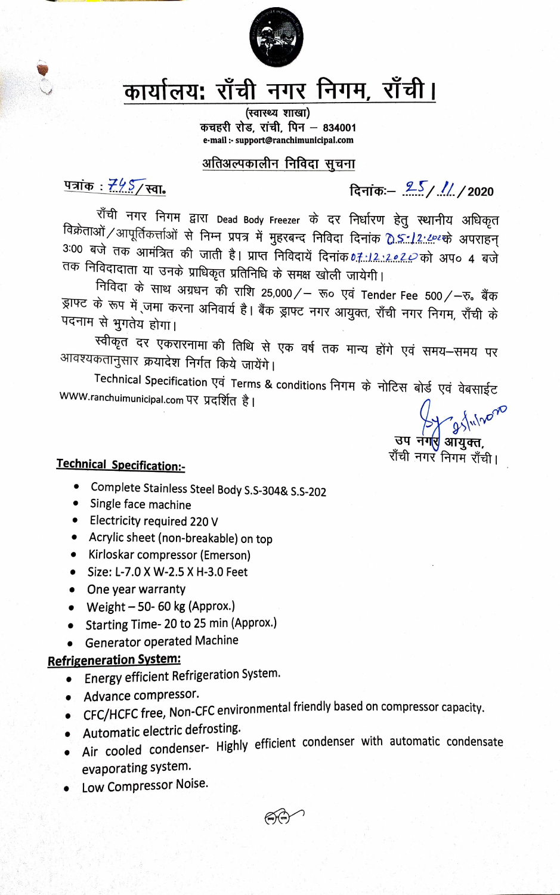# कार्यालयः राँची नगर निगम, राँची।

(स्वास्थ्य शाखा)
कचहरी रोड, रांची, पिन – 834001
e-mail :- support@ranchimunicipal.com

## अतिअल्पकालीन निविदा सूचना

पत्रांक : 745/स्वा. दिनांकः– 25/11/2020

राँची नगर निगम द्वारा Dead Body Freezer के दर निर्धारण हेतु स्थानीय अधिकृत विक्रेताओं/आपूर्तिकर्ताओं से निम्न प्रपत्र में मुहरबन्द निविदा दिनांक 05.12.2020 के अपराहन् 3:00 बजे तक आमंत्रित की जाती है। प्राप्त निविदायें दिनांक 07.12.2020 को अप० 4 बजे तक निविदादाता या उनके प्राधिकृत प्रतिनिधि के समक्ष खोली जायेगी।

निविदा के साथ अग्रधन की राशि 25,000/– रू० एवं Tender Fee 500/–रु. बैंक ड्राफ्ट के रूप में जमा करना अनिवार्य है। बैंक ड्राफ्ट नगर आयुक्त, राँची नगर निगम, राँची के पदनाम से भुगतेय होगा।

स्वीकृत दर एकरारनामा की तिथि से एक वर्ष तक मान्य होंगे एवं समय–समय पर आवश्यकतानुसार क्रयादेश निर्गत किये जायेंगे।

Technical Specification एवं Terms & conditions निगम के नोटिस बोर्ड एवं वेबसाईट WWW.ranchuimunicipal.com पर प्रदर्शित है।

Sd/- 25/11/2020
उप नगर आयुक्त,
राँची नगर निगम राँची।

**Technical Specification:-**

- Complete Stainless Steel Body S.S-304& S.S-202
- Single face machine
- Electricity required 220 V
- Acrylic sheet (non-breakable) on top
- Kirloskar compressor (Emerson)
- Size: L-7.0 X W-2.5 X H-3.0 Feet
- One year warranty
- Weight – 50- 60 kg (Approx.)
- Starting Time- 20 to 25 min (Approx.)
- Generator operated Machine

**Refrigeneration System:**

- Energy efficient Refrigeration System.
- Advance compressor.
- CFC/HCFC free, Non-CFC environmental friendly based on compressor capacity.
- Automatic electric defrosting.
- Air cooled condenser- Highly efficient condenser with automatic condensate evaporating system.
- Low Compressor Noise.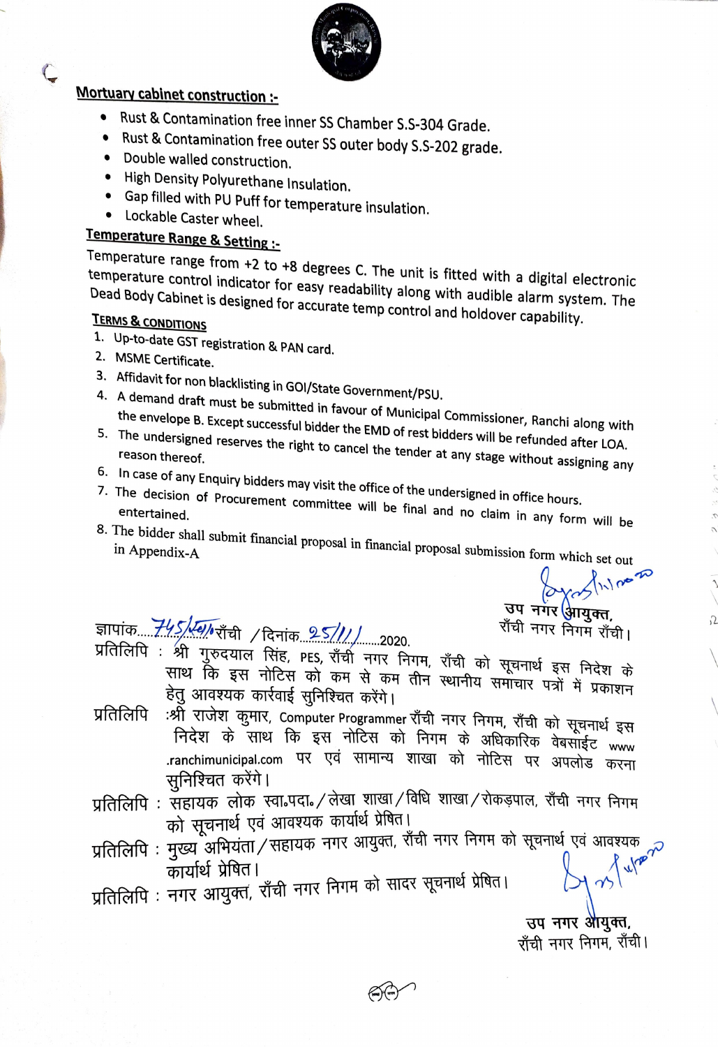**Mortuary cabinet construction :-**

- Rust & Contamination free inner SS Chamber S.S-304 Grade.
- Rust & Contamination free outer SS outer body S.S-202 grade.
- Double walled construction.
- High Density Polyurethane Insulation.
- Gap filled with PU Puff for temperature insulation.
- Lockable Caster wheel.

**Temperature Range & Setting :-**

Temperature range from +2 to +8 degrees C. The unit is fitted with a digital electronic temperature control indicator for easy readability along with audible alarm system. The Dead Body Cabinet is designed for accurate temp control and holdover capability.

**TERMS & CONDITIONS**

1. Up-to-date GST registration & PAN card.
2. MSME Certificate.
3. Affidavit for non blacklisting in GOI/State Government/PSU.
4. A demand draft must be submitted in favour of Municipal Commissioner, Ranchi along with the envelope B. Except successful bidder the EMD of rest bidders will be refunded after LOA.
5. The undersigned reserves the right to cancel the tender at any stage without assigning any reason thereof.
6. In case of any Enquiry bidders may visit the office of the undersigned in office hours.
7. The decision of Procurement committee will be final and no claim in any form will be entertained.
8. The bidder shall submit financial proposal in financial proposal submission form which set out in Appendix-A

उप नगर आयुक्त,
राँची नगर निगम राँची।

ज्ञापांक......745/स्वा०.....राँची /दिनांक...25/11/.......2020.

प्रतिलिपि : श्री गुरुदयाल सिंह, PES, राँची नगर निगम, राँची को सूचनार्थ इस निदेश के साथ कि इस नोटिस को कम से कम तीन स्थानीय समाचार पत्रों में प्रकाशन हेतु आवश्यक कार्रवाई सुनिश्चित करेंगे।

प्रतिलिपि :श्री राजेश कुमार, Computer Programmer राँची नगर निगम, राँची को सूचनार्थ इस निदेश के साथ कि इस नोटिस को निगम के अधिकारिक वेबसाईट www .ranchimunicipal.com पर एवं सामान्य शाखा को नोटिस पर अपलोड करना सुनिश्चित करेंगे।

प्रतिलिपि : सहायक लोक स्वा.पदा./लेखा शाखा/विधि शाखा/रोकड़पाल, राँची नगर निगम को सूचनार्थ एवं आवश्यक कार्यार्थ प्रेषित।

प्रतिलिपि : मुख्य अभियंता/सहायक नगर आयुक्त, राँची नगर निगम को सूचनार्थ एवं आवश्यक कार्यार्थ प्रेषित।

प्रतिलिपि : नगर आयुक्त, राँची नगर निगम को सादर सूचनार्थ प्रेषित।

उप नगर आयुक्त,
राँची नगर निगम, राँची।